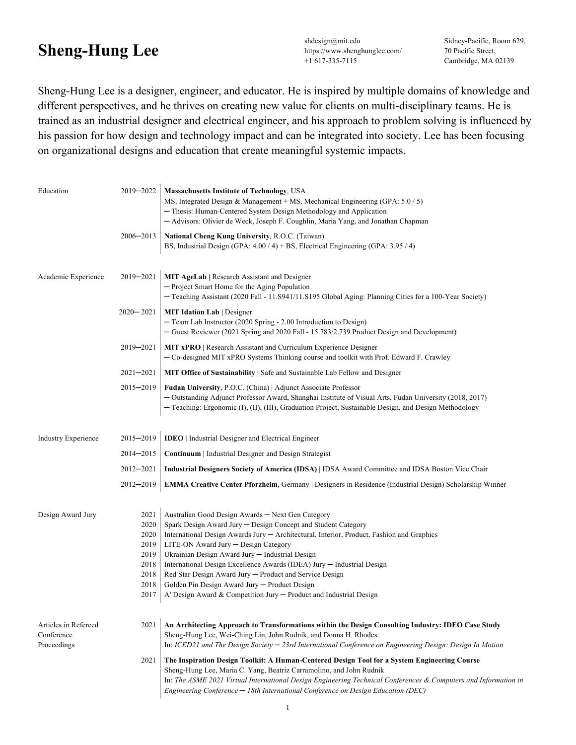# Sheng-Hung Lee

shdesign@mit.edu
https://www.shenghunglee.com/
+1 617-335-7115

Sidney-Pacific, Room 629,
70 Pacific Street,
Cambridge, MA 02139

Sheng-Hung Lee is a designer, engineer, and educator. He is inspired by multiple domains of knowledge and different perspectives, and he thrives on creating new value for clients on multi-disciplinary teams. He is trained as an industrial designer and electrical engineer, and his approach to problem solving is influenced by his passion for how design and technology impact and can be integrated into society. Lee has been focusing on organizational designs and education that create meaningful systemic impacts.

## Education

**2019─2022** | **Massachusetts Institute of Technology**, USA
MS, Integrated Design & Management + MS, Mechanical Engineering (GPA: 5.0 / 5)
─ Thesis: Human-Centered System Design Methodology and Application
─ Advisors: Olivier de Weck, Joseph F. Coughlin, Maria Yang, and Jonathan Chapman

**2006─2013** | **National Cheng Kung University**, R.O.C. (Taiwan)
BS, Industrial Design (GPA: 4.00 / 4) + BS, Electrical Engineering (GPA: 3.95 / 4)

## Academic Experience

**2019─2021** | **MIT AgeLab |** Research Assistant and Designer
─ Project Smart Home for the Aging Population
─ Teaching Assistant (2020 Fall - 11.S941/11.S195 Global Aging: Planning Cities for a 100-Year Society)

**2020─ 2021** | **MIT Idation Lab** | Designer
─ Team Lab Instructor (2020 Spring - 2.00 Introduction to Design)
─ Guest Reviewer (2021 Spring and 2020 Fall - 15.783/2.739 Product Design and Development)

**2019─2021** | **MIT xPRO |** Research Assistant and Curriculum Experience Designer
─ Co-designed MIT xPRO Systems Thinking course and toolkit with Prof. Edward F. Crawley

**2021─2021** | **MIT Office of Sustainability |** Safe and Sustainable Lab Fellow and Designer

**2015─2019** | **Fudan University**, P.O.C. (China) | Adjunct Associate Professor
─ Outstanding Adjunct Professor Award, Shanghai Institute of Visual Arts, Fudan University (2018, 2017)
─ Teaching: Ergonomic (I), (II), (III), Graduation Project, Sustainable Design, and Design Methodology

## Industry Experience

**2015─2019** | **IDEO |** Industrial Designer and Electrical Engineer

**2014─2015** | **Continuum |** Industrial Designer and Design Strategist

**2012─2021** | **Industrial Designers Society of America (IDSA)** | IDSA Award Committee and IDSA Boston Vice Chair

**2012─2019** | **EMMA Creative Center Pforzheim**, Germany | Designers in Residence (Industrial Design) Scholarship Winner

## Design Award Jury

- 2021 | Australian Good Design Awards ─ Next Gen Category
- 2020 | Spark Design Award Jury ─ Design Concept and Student Category
- 2020 | International Design Awards Jury ─ Architectural, Interior, Product, Fashion and Graphics
- 2019 | LITE-ON Award Jury ─ Design Category
- 2019 | Ukrainian Design Award Jury ─ Industrial Design
- 2018 | International Design Excellence Awards (IDEA) Jury ─ Industrial Design
- 2018 | Red Star Design Award Jury ─ Product and Service Design
- 2018 | Golden Pin Design Award Jury ─ Product Design
- 2017 | A' Design Award & Competition Jury ─ Product and Industrial Design

## Articles in Refereed Conference Proceedings

**2021** | **An Architecting Approach to Transformations within the Design Consulting Industry: IDEO Case Study**
Sheng-Hung Lee, Wei-Ching Lin, John Rudnik, and Donna H. Rhodes
In: *ICED21 and The Design Society ─ 23rd International Conference on Engineering Design: Design In Motion*

**2021** | **The Inspiration Design Toolkit: A Human-Centered Design Tool for a System Engineering Course**
Sheng-Hung Lee, Maria C. Yang, Beatriz Carramolino, and John Rudnik
In: *The ASME 2021 Virtual International Design Engineering Technical Conferences & Computers and Information in Engineering Conference ─ 18th International Conference on Design Education (DEC)*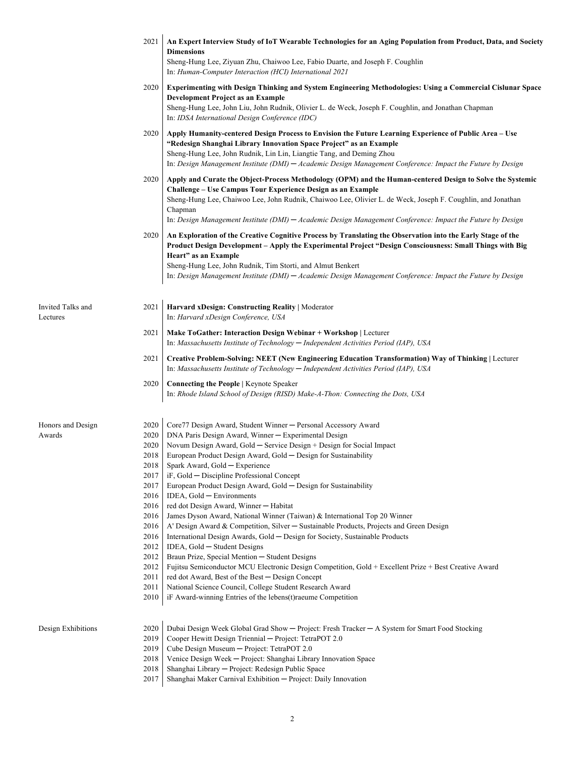2021 | **An Expert Interview Study of IoT Wearable Technologies for an Aging Population from Product, Data, and Society Dimensions**
Sheng-Hung Lee, Ziyuan Zhu, Chaiwoo Lee, Fabio Duarte, and Joseph F. Coughlin
In: *Human-Computer Interaction (HCI) International 2021*

2020 | **Experimenting with Design Thinking and System Engineering Methodologies: Using a Commercial Cislunar Space Development Project as an Example**
Sheng-Hung Lee, John Liu, John Rudnik, Olivier L. de Weck, Joseph F. Coughlin, and Jonathan Chapman
In: *IDSA International Design Conference (IDC)*

2020 | **Apply Humanity-centered Design Process to Envision the Future Learning Experience of Public Area – Use "Redesign Shanghai Library Innovation Space Project" as an Example**
Sheng-Hung Lee, John Rudnik, Lin Lin, Liangtie Tang, and Deming Zhou
In: *Design Management Institute (DMI) ─ Academic Design Management Conference: Impact the Future by Design*

2020 | **Apply and Curate the Object-Process Methodology (OPM) and the Human-centered Design to Solve the Systemic Challenge – Use Campus Tour Experience Design as an Example**
Sheng-Hung Lee, Chaiwoo Lee, John Rudnik, Chaiwoo Lee, Olivier L. de Weck, Joseph F. Coughlin, and Jonathan Chapman
In: *Design Management Institute (DMI) ─ Academic Design Management Conference: Impact the Future by Design*

2020 | **An Exploration of the Creative Cognitive Process by Translating the Observation into the Early Stage of the Product Design Development – Apply the Experimental Project "Design Consciousness: Small Things with Big Heart" as an Example**
Sheng-Hung Lee, John Rudnik, Tim Storti, and Almut Benkert
In: *Design Management Institute (DMI) ─ Academic Design Management Conference: Impact the Future by Design*

## Invited Talks and Lectures

2021 | **Harvard xDesign: Constructing Reality** | Moderator
In: *Harvard xDesign Conference, USA*

2021 | **Make ToGather: Interaction Design Webinar + Workshop** | Lecturer
In: *Massachusetts Institute of Technology ─ Independent Activities Period (IAP), USA*

2021 | **Creative Problem-Solving: NEET (New Engineering Education Transformation) Way of Thinking** | Lecturer
In: *Massachusetts Institute of Technology ─ Independent Activities Period (IAP), USA*

2020 | **Connecting the People** | Keynote Speaker
In: *Rhode Island School of Design (RISD) Make-A-Thon: Connecting the Dots, USA*

## Honors and Design Awards

- 2020 | Core77 Design Award, Student Winner ─ Personal Accessory Award
- 2020 | DNA Paris Design Award, Winner ─ Experimental Design
- 2020 | Novum Design Award, Gold ─ Service Design + Design for Social Impact
- 2018 | European Product Design Award, Gold ─ Design for Sustainability
- 2018 | Spark Award, Gold ─ Experience
- 2017 | iF, Gold ─ Discipline Professional Concept
- 2017 | European Product Design Award, Gold ─ Design for Sustainability
- 2016 | IDEA, Gold ─ Environments
- 2016 | red dot Design Award, Winner ─ Habitat
- 2016 | James Dyson Award, National Winner (Taiwan) & International Top 20 Winner
- 2016 | A' Design Award & Competition, Silver ─ Sustainable Products, Projects and Green Design
- 2016 | International Design Awards, Gold ─ Design for Society, Sustainable Products
- 2012 | IDEA, Gold ─ Student Designs
- 2012 | Braun Prize, Special Mention ─ Student Designs
- 2012 | Fujitsu Semiconductor MCU Electronic Design Competition, Gold + Excellent Prize + Best Creative Award
- 2011 | red dot Award, Best of the Best ─ Design Concept
- 2011 | National Science Council, College Student Research Award
- 2010 | iF Award-winning Entries of the lebens(t)raeume Competition

## Design Exhibitions

- 2020 | Dubai Design Week Global Grad Show ─ Project: Fresh Tracker ─ A System for Smart Food Stocking
- 2019 | Cooper Hewitt Design Triennial ─ Project: TetraPOT 2.0
- 2019 | Cube Design Museum ─ Project: TetraPOT 2.0
- 2018 | Venice Design Week ─ Project: Shanghai Library Innovation Space
- 2018 | Shanghai Library ─ Project: Redesign Public Space
- 2017 | Shanghai Maker Carnival Exhibition ─ Project: Daily Innovation